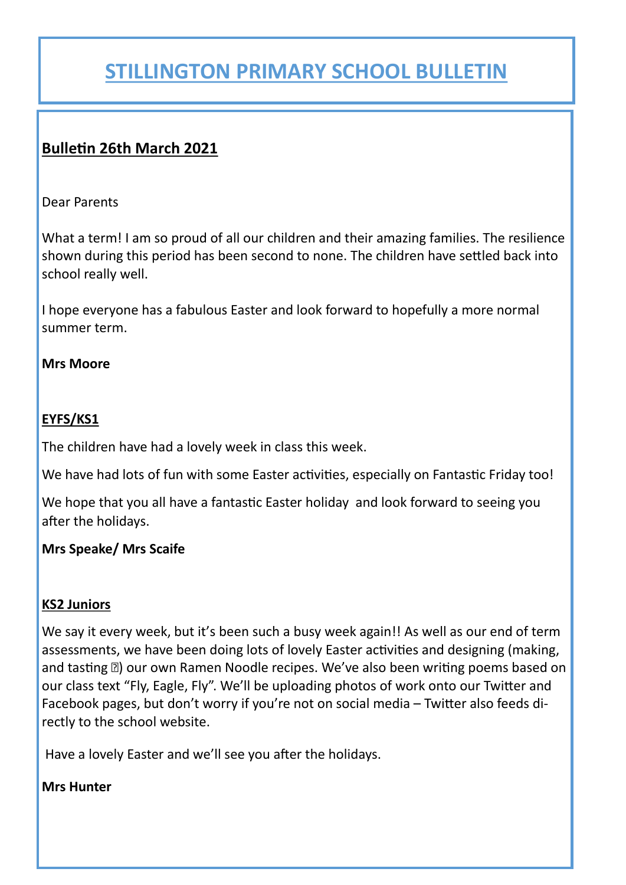# STILLINGTON PRIMARY SCHOOL BULLETIN

## Bulletin 26th March 2021

Dear Parents

What a term! I am so proud of all our children and their amazing families. The resilience shown during this period has been second to none. The children have settled back into school really well.

I hope everyone has a fabulous Easter and look forward to hopefully a more normal summer term.

**Mrs Moore**

### EYFS/KS1

The children have had a lovely week in class this week.

We have had lots of fun with some Easter activities, especially on Fantastic Friday too!

We hope that you all have a fantastic Easter holiday and look forward to seeing you after the holidays.

**Mrs Speake/ Mrs Scaife**

### KS2 Juniors

We say it every week, but it's been such a busy week again!! As well as our end of term assessments, we have been doing lots of lovely Easter activities and designing (making, and tasting �) our own Ramen Noodle recipes. We've also been writing poems based on our class text "Fly, Eagle, Fly". We'll be uploading photos of work onto our Twitter and Facebook pages, but don't worry if you're not on social media – Twitter also feeds directly to the school website.

Have a lovely Easter and we'll see you after the holidays.

**Mrs Hunter**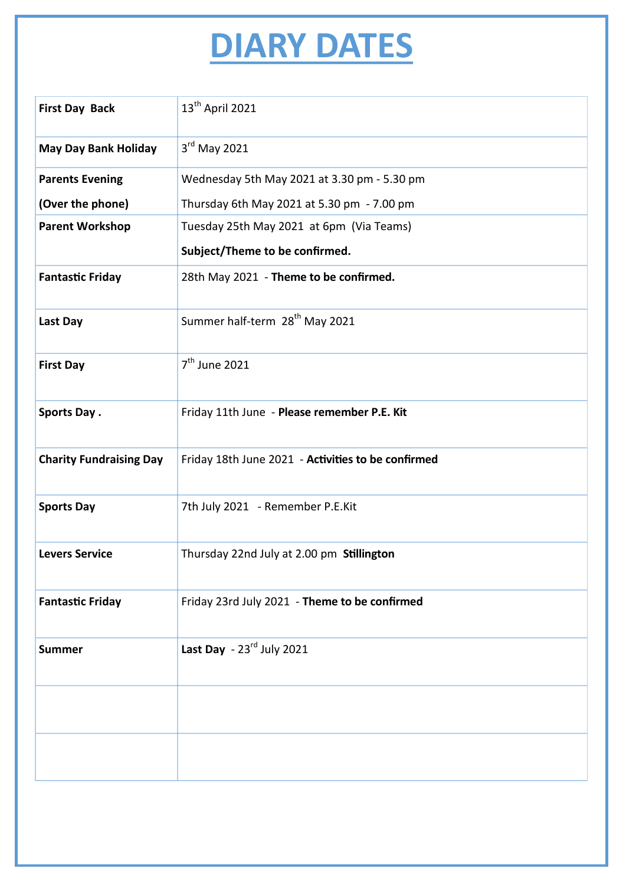# DIARY DATES

| | |
|---|---|
| **First Day Back** | 13th April 2021 |
| **May Day Bank Holiday** | 3rd May 2021 |
| **Parents Evening (Over the phone)** | Wednesday 5th May 2021 at 3.30 pm - 5.30 pm<br>Thursday 6th May 2021 at 5.30 pm - 7.00 pm |
| **Parent Workshop** | Tuesday 25th May 2021 at 6pm (Via Teams)<br>**Subject/Theme to be confirmed.** |
| **Fantastic Friday** | 28th May 2021 - **Theme to be confirmed.** |
| **Last Day** | Summer half-term 28th May 2021 |
| **First Day** | 7th June 2021 |
| **Sports Day .** | Friday 11th June - **Please remember P.E. Kit** |
| **Charity Fundraising Day** | Friday 18th June 2021 - **Activities to be confirmed** |
| **Sports Day** | 7th July 2021 - Remember P.E.Kit |
| **Levers Service** | Thursday 22nd July at 2.00 pm **Stillington** |
| **Fantastic Friday** | Friday 23rd July 2021 - **Theme to be confirmed** |
| **Summer** | **Last Day** - 23rd July 2021 |
| | |
| | |